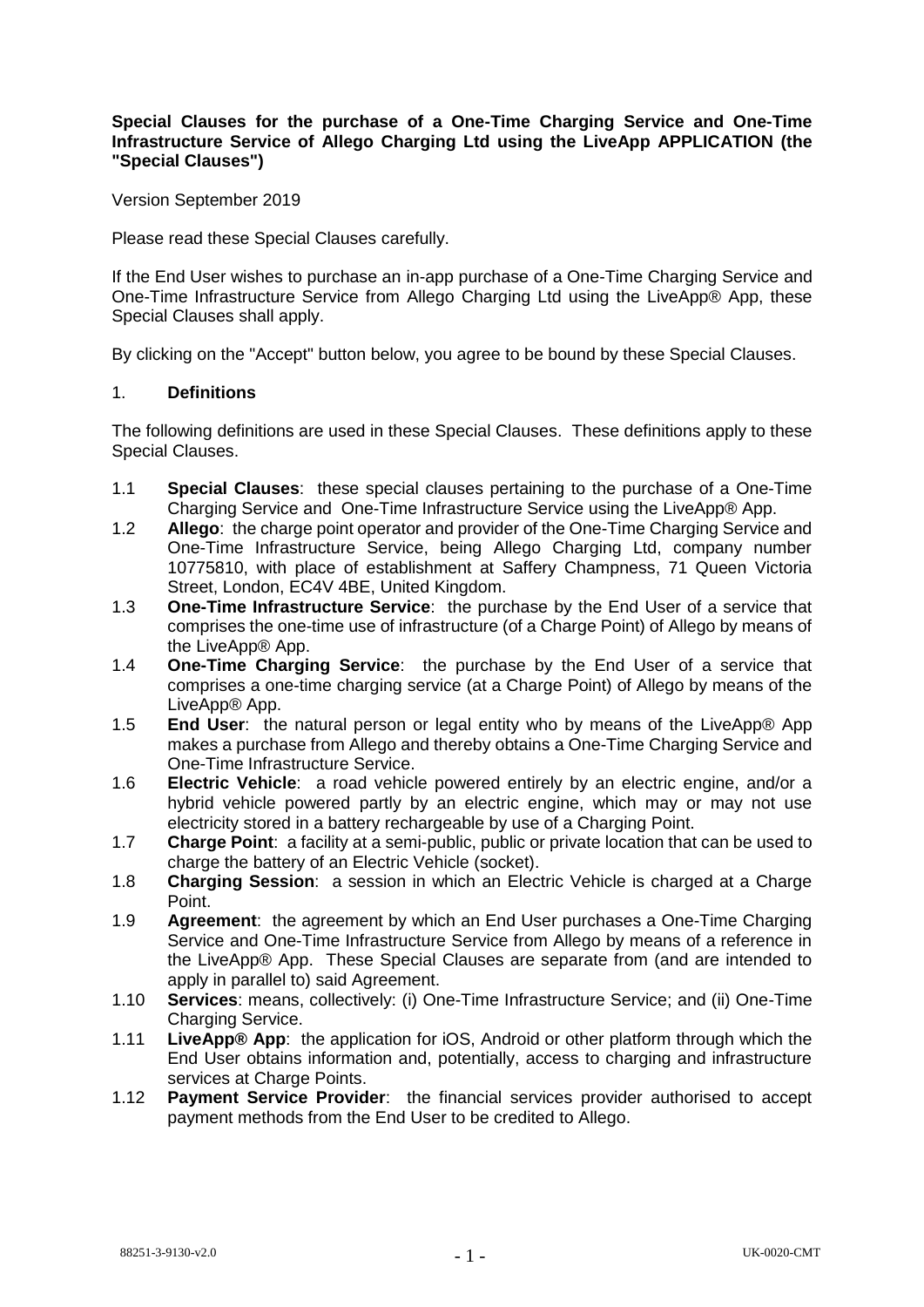**Special Clauses for the purchase of a One-Time Charging Service and One-Time Infrastructure Service of Allego Charging Ltd using the LiveApp APPLICATION (the "Special Clauses")**

Version September 2019

Please read these Special Clauses carefully.

If the End User wishes to purchase an in-app purchase of a One-Time Charging Service and One-Time Infrastructure Service from Allego Charging Ltd using the LiveApp® App, these Special Clauses shall apply.

By clicking on the "Accept" button below, you agree to be bound by these Special Clauses.

## 1. **Definitions**

The following definitions are used in these Special Clauses. These definitions apply to these Special Clauses.

1.1 **Special Clauses**: these special clauses pertaining to the purchase of a One-Time Charging Service and One-Time Infrastructure Service using the LiveApp® App.

1.2 **Allego**: the charge point operator and provider of the One-Time Charging Service and One-Time Infrastructure Service, being Allego Charging Ltd, company number 10775810, with place of establishment at Saffery Champness, 71 Queen Victoria Street, London, EC4V 4BE, United Kingdom.

1.3 **One-Time Infrastructure Service**: the purchase by the End User of a service that comprises the one-time use of infrastructure (of a Charge Point) of Allego by means of the LiveApp® App.

1.4 **One-Time Charging Service**: the purchase by the End User of a service that comprises a one-time charging service (at a Charge Point) of Allego by means of the LiveApp® App.

1.5 **End User**: the natural person or legal entity who by means of the LiveApp® App makes a purchase from Allego and thereby obtains a One-Time Charging Service and One-Time Infrastructure Service.

1.6 **Electric Vehicle**: a road vehicle powered entirely by an electric engine, and/or a hybrid vehicle powered partly by an electric engine, which may or may not use electricity stored in a battery rechargeable by use of a Charging Point.

1.7 **Charge Point**: a facility at a semi-public, public or private location that can be used to charge the battery of an Electric Vehicle (socket).

1.8 **Charging Session**: a session in which an Electric Vehicle is charged at a Charge Point.

1.9 **Agreement**: the agreement by which an End User purchases a One-Time Charging Service and One-Time Infrastructure Service from Allego by means of a reference in the LiveApp® App. These Special Clauses are separate from (and are intended to apply in parallel to) said Agreement.

1.10 **Services**: means, collectively: (i) One-Time Infrastructure Service; and (ii) One-Time Charging Service.

1.11 **LiveApp® App**: the application for iOS, Android or other platform through which the End User obtains information and, potentially, access to charging and infrastructure services at Charge Points.

1.12 **Payment Service Provider**: the financial services provider authorised to accept payment methods from the End User to be credited to Allego.

88251-3-9130-v2.0 UK-0020-CMT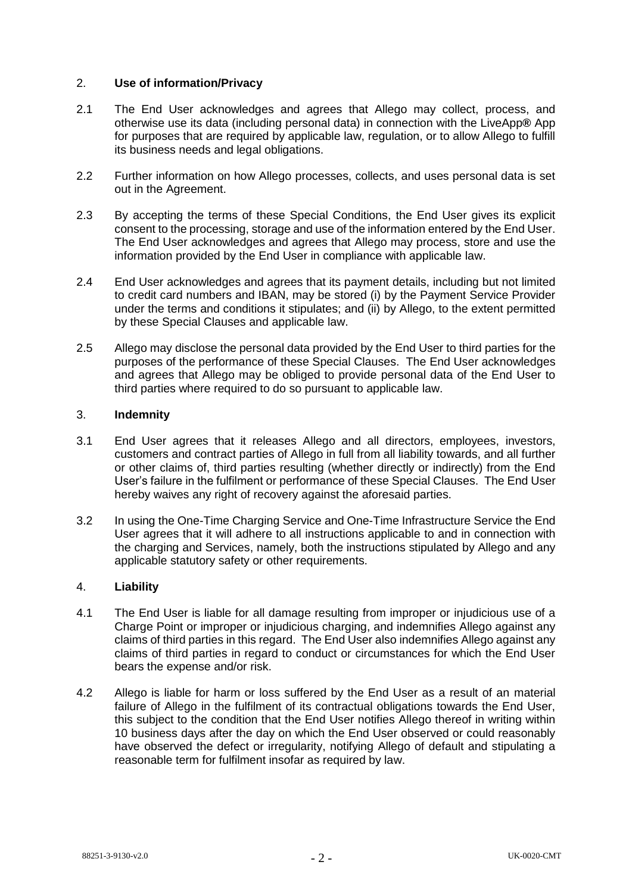## 2. **Use of information/Privacy**

2.1 The End User acknowledges and agrees that Allego may collect, process, and otherwise use its data (including personal data) in connection with the LiveApp® App for purposes that are required by applicable law, regulation, or to allow Allego to fulfill its business needs and legal obligations.

2.2 Further information on how Allego processes, collects, and uses personal data is set out in the Agreement.

2.3 By accepting the terms of these Special Conditions, the End User gives its explicit consent to the processing, storage and use of the information entered by the End User. The End User acknowledges and agrees that Allego may process, store and use the information provided by the End User in compliance with applicable law.

2.4 End User acknowledges and agrees that its payment details, including but not limited to credit card numbers and IBAN, may be stored (i) by the Payment Service Provider under the terms and conditions it stipulates; and (ii) by Allego, to the extent permitted by these Special Clauses and applicable law.

2.5 Allego may disclose the personal data provided by the End User to third parties for the purposes of the performance of these Special Clauses. The End User acknowledges and agrees that Allego may be obliged to provide personal data of the End User to third parties where required to do so pursuant to applicable law.

## 3. **Indemnity**

3.1 End User agrees that it releases Allego and all directors, employees, investors, customers and contract parties of Allego in full from all liability towards, and all further or other claims of, third parties resulting (whether directly or indirectly) from the End User's failure in the fulfilment or performance of these Special Clauses. The End User hereby waives any right of recovery against the aforesaid parties.

3.2 In using the One-Time Charging Service and One-Time Infrastructure Service the End User agrees that it will adhere to all instructions applicable to and in connection with the charging and Services, namely, both the instructions stipulated by Allego and any applicable statutory safety or other requirements.

## 4. **Liability**

4.1 The End User is liable for all damage resulting from improper or injudicious use of a Charge Point or improper or injudicious charging, and indemnifies Allego against any claims of third parties in this regard. The End User also indemnifies Allego against any claims of third parties in regard to conduct or circumstances for which the End User bears the expense and/or risk.

4.2 Allego is liable for harm or loss suffered by the End User as a result of an material failure of Allego in the fulfilment of its contractual obligations towards the End User, this subject to the condition that the End User notifies Allego thereof in writing within 10 business days after the day on which the End User observed or could reasonably have observed the defect or irregularity, notifying Allego of default and stipulating a reasonable term for fulfilment insofar as required by law.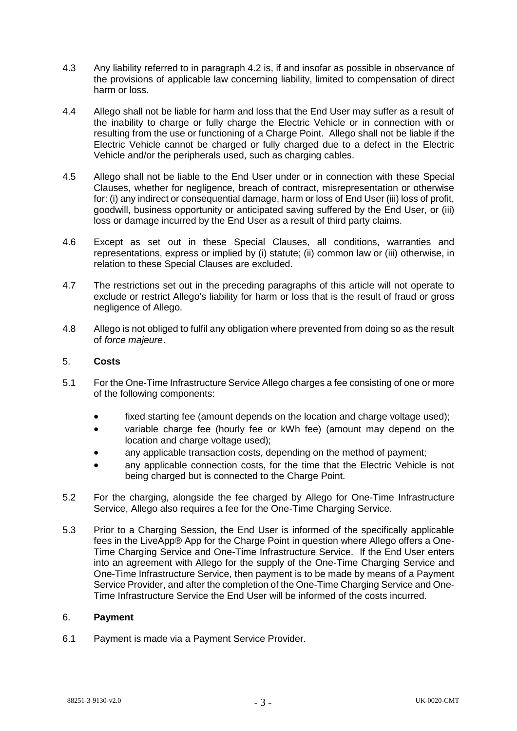4.3 Any liability referred to in paragraph 4.2 is, if and insofar as possible in observance of the provisions of applicable law concerning liability, limited to compensation of direct harm or loss.

4.4 Allego shall not be liable for harm and loss that the End User may suffer as a result of the inability to charge or fully charge the Electric Vehicle or in connection with or resulting from the use or functioning of a Charge Point. Allego shall not be liable if the Electric Vehicle cannot be charged or fully charged due to a defect in the Electric Vehicle and/or the peripherals used, such as charging cables.

4.5 Allego shall not be liable to the End User under or in connection with these Special Clauses, whether for negligence, breach of contract, misrepresentation or otherwise for: (i) any indirect or consequential damage, harm or loss of End User (iii) loss of profit, goodwill, business opportunity or anticipated saving suffered by the End User, or (iii) loss or damage incurred by the End User as a result of third party claims.

4.6 Except as set out in these Special Clauses, all conditions, warranties and representations, express or implied by (i) statute; (ii) common law or (iii) otherwise, in relation to these Special Clauses are excluded.

4.7 The restrictions set out in the preceding paragraphs of this article will not operate to exclude or restrict Allego's liability for harm or loss that is the result of fraud or gross negligence of Allego.

4.8 Allego is not obliged to fulfil any obligation where prevented from doing so as the result of *force majeure*.

## 5. **Costs**

5.1 For the One-Time Infrastructure Service Allego charges a fee consisting of one or more of the following components:

- fixed starting fee (amount depends on the location and charge voltage used);
- variable charge fee (hourly fee or kWh fee) (amount may depend on the location and charge voltage used);
- any applicable transaction costs, depending on the method of payment;
- any applicable connection costs, for the time that the Electric Vehicle is not being charged but is connected to the Charge Point.

5.2 For the charging, alongside the fee charged by Allego for One-Time Infrastructure Service, Allego also requires a fee for the One-Time Charging Service.

5.3 Prior to a Charging Session, the End User is informed of the specifically applicable fees in the LiveApp® App for the Charge Point in question where Allego offers a One-Time Charging Service and One-Time Infrastructure Service. If the End User enters into an agreement with Allego for the supply of the One-Time Charging Service and One-Time Infrastructure Service, then payment is to be made by means of a Payment Service Provider, and after the completion of the One-Time Charging Service and One-Time Infrastructure Service the End User will be informed of the costs incurred.

## 6. **Payment**

6.1 Payment is made via a Payment Service Provider.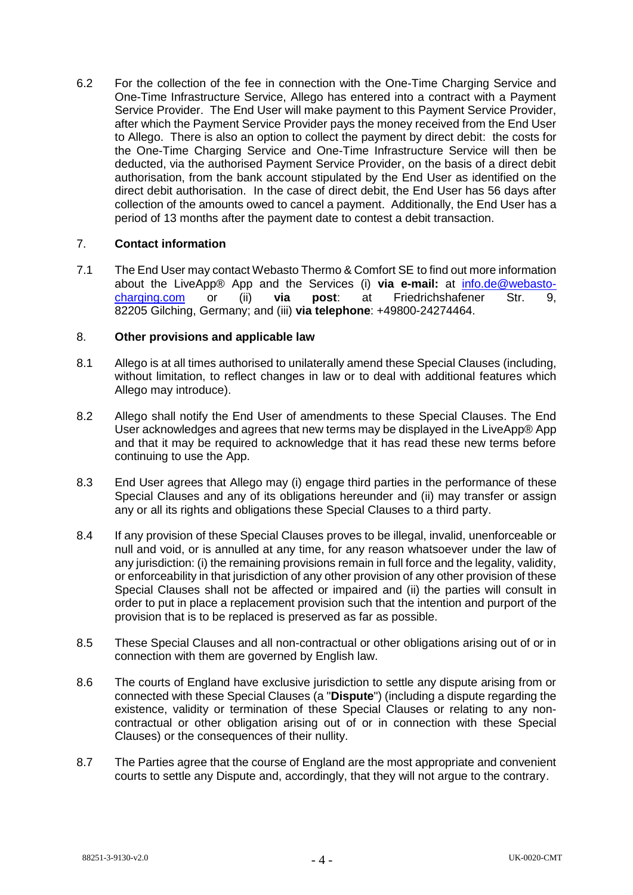6.2 For the collection of the fee in connection with the One-Time Charging Service and One-Time Infrastructure Service, Allego has entered into a contract with a Payment Service Provider. The End User will make payment to this Payment Service Provider, after which the Payment Service Provider pays the money received from the End User to Allego. There is also an option to collect the payment by direct debit: the costs for the One-Time Charging Service and One-Time Infrastructure Service will then be deducted, via the authorised Payment Service Provider, on the basis of a direct debit authorisation, from the bank account stipulated by the End User as identified on the direct debit authorisation. In the case of direct debit, the End User has 56 days after collection of the amounts owed to cancel a payment. Additionally, the End User has a period of 13 months after the payment date to contest a debit transaction.

## 7. Contact information

7.1 The End User may contact Webasto Thermo & Comfort SE to find out more information about the LiveApp® App and the Services (i) **via e-mail:** at info.de@webasto-charging.com or (ii) **via post**: at Friedrichshafener Str. 9, 82205 Gilching, Germany; and (iii) **via telephone**: +49800-24274464.

## 8. Other provisions and applicable law

8.1 Allego is at all times authorised to unilaterally amend these Special Clauses (including, without limitation, to reflect changes in law or to deal with additional features which Allego may introduce).

8.2 Allego shall notify the End User of amendments to these Special Clauses. The End User acknowledges and agrees that new terms may be displayed in the LiveApp® App and that it may be required to acknowledge that it has read these new terms before continuing to use the App.

8.3 End User agrees that Allego may (i) engage third parties in the performance of these Special Clauses and any of its obligations hereunder and (ii) may transfer or assign any or all its rights and obligations these Special Clauses to a third party.

8.4 If any provision of these Special Clauses proves to be illegal, invalid, unenforceable or null and void, or is annulled at any time, for any reason whatsoever under the law of any jurisdiction: (i) the remaining provisions remain in full force and the legality, validity, or enforceability in that jurisdiction of any other provision of any other provision of these Special Clauses shall not be affected or impaired and (ii) the parties will consult in order to put in place a replacement provision such that the intention and purport of the provision that is to be replaced is preserved as far as possible.

8.5 These Special Clauses and all non-contractual or other obligations arising out of or in connection with them are governed by English law.

8.6 The courts of England have exclusive jurisdiction to settle any dispute arising from or connected with these Special Clauses (a "**Dispute**") (including a dispute regarding the existence, validity or termination of these Special Clauses or relating to any non-contractual or other obligation arising out of or in connection with these Special Clauses) or the consequences of their nullity.

8.7 The Parties agree that the course of England are the most appropriate and convenient courts to settle any Dispute and, accordingly, that they will not argue to the contrary.